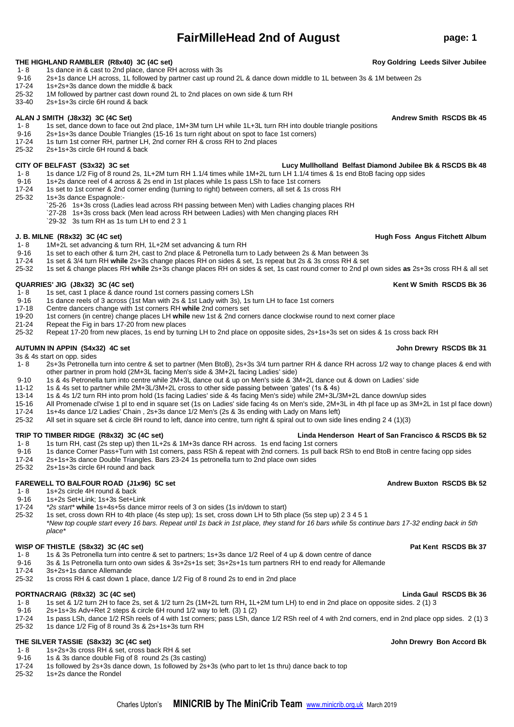# FairMilleHead 2nd of August

**THE HIGHLAND RAMBLER (R8x40) 3C (4C set)** **Roy Goldring Leeds Silver Jubilee**

1- 8 1s dance in & cast to 2nd place, dance RH across with 3s
9-16 2s+1s dance LH across, 1L followed by partner cast up round 2L & dance down middle to 1L between 3s & 1M between 2s
17-24 1s+2s+3s dance down the middle & back
25-32 1M followed by partner cast down round 2L to 2nd places on own side & turn RH
33-40 2s+1s+3s circle 6H round & back

**ALAN J SMITH (J8x32) 3C (4C Set)** **Andrew Smith RSCDS Bk 45**

1- 8 1s set, dance down to face out 2nd place, 1M+3M turn LH while 1L+3L turn RH into double triangle positions
9-16 2s+1s+3s dance Double Triangles (15-16 1s turn right about on spot to face 1st corners)
17-24 1s turn 1st corner RH, partner LH, 2nd corner RH & cross RH to 2nd places
25-32 2s+1s+3s circle 6H round & back

**CITY OF BELFAST (S3x32) 3C set** **Lucy Mullholland Belfast Diamond Jubilee Bk & RSCDS Bk 48**

1- 8 1s dance 1/2 Fig of 8 round 2s, 1L+2M turn RH 1.1/4 times while 1M+2L turn LH 1.1/4 times & 1s end BtoB facing opp sides
9-16 1s+2s dance reel of 4 across & 2s end in 1st places while 1s pass LSh to face 1st corners
17-24 1s set to 1st corner & 2nd corner ending (turning to right) between corners, all set & 1s cross RH
25-32 1s+3s dance Espagnole:-
`25-26 1s+3s cross (Ladies lead across RH passing between Men) with Ladies changing places RH
`27-28 1s+3s cross back (Men lead across RH between Ladies) with Men changing places RH
`29-32 3s turn RH as 1s turn LH to end 2 3 1

**J. B. MILNE (R8x32) 3C (4C set)** **Hugh Foss Angus Fitchett Album**

1- 8 1M+2L set advancing & turn RH, 1L+2M set advancing & turn RH
9-16 1s set to each other & turn 2H, cast to 2nd place & Petronella turn to Lady between 2s & Man between 3s
17-24 1s set & 3/4 turn RH **while** 2s+3s change places RH on sides & set, 1s repeat but 2s & 3s cross RH & set
25-32 1s set & change places RH **while** 2s+3s change places RH on sides & set, 1s cast round corner to 2nd pl own sides **as** 2s+3s cross RH & all set

**QUARRIES' JIG (J8x32) 3C (4C set)** **Kent W Smith RSCDS Bk 36**

1- 8 1s set, cast 1 place & dance round 1st corners passing corners LSh
9-16 1s dance reels of 3 across (1st Man with 2s & 1st Lady with 3s), 1s turn LH to face 1st corners
17-18 Centre dancers change with 1st corners RH **while** 2nd corners set
19-20 1st corners (in centre) change places LH **while** new 1st & 2nd corners dance clockwise round to next corner place
21-24 Repeat the Fig in bars 17-20 from new places
25-32 Repeat 17-20 from new places, 1s end by turning LH to 2nd place on opposite sides, 2s+1s+3s set on sides & 1s cross back RH

**AUTUMN IN APPIN (S4x32) 4C set** **John Drewry RSCDS Bk 31**

3s & 4s start on opp. sides
1- 8 2s+3s Petronella turn into centre & set to partner (Men BtoB), 2s+3s 3/4 turn partner RH & dance RH across 1/2 way to change places & end with other partner in prom hold (2M+3L facing Men's side & 3M+2L facing Ladies' side)
9-10 1s & 4s Petronella turn into centre while 2M+3L dance out & up on Men's side & 3M+2L dance out & down on Ladies' side
11-12 1s & 4s set to partner while 2M+3L/3M+2L cross to other side passing between 'gates' (1s & 4s)
13-14 1s & 4s 1/2 turn RH into prom hold (1s facing Ladies' side & 4s facing Men's side) while 2M+3L/3M+2L dance down/up sides
15-16 All Promenade cl'wise 1 pl to end in square set (1s on Ladies' side facing 4s on Men's side, 2M+3L in 4th pl face up as 3M+2L in 1st pl face down)
17-24 1s+4s dance 1/2 Ladies' Chain , 2s+3s dance 1/2 Men's (2s & 3s ending with Lady on Mans left)
25-32 All set in square set & circle 8H round to left, dance into centre, turn right & spiral out to own side lines ending 2 4 (1)(3)

**TRIP TO TIMBER RIDGE (R8x32) 3C (4C set)** **Linda Henderson Heart of San Francisco & RSCDS Bk 52**

1- 8 1s turn RH, cast (2s step up) then 1L+2s & 1M+3s dance RH across. 1s end facing 1st corners
9-16 1s dance Corner Pass+Turn with 1st corners, pass RSh & repeat with 2nd corners. 1s pull back RSh to end BtoB in centre facing opp sides
17-24 2s+1s+3s dance Double Triangles. Bars 23-24 1s petronella turn to 2nd place own sides
25-32 2s+1s+3s circle 6H round and back

**FAREWELL TO BALFOUR ROAD (J1x96) 5C set** **Andrew Buxton RSCDS Bk 52**

1- 8 1s+2s circle 4H round & back
9-16 1s+2s Set+Link; 1s+3s Set+Link
17-24 *2s start* **while** 1s+4s+5s dance mirror reels of 3 on sides (1s in/down to start)
25-32 1s set, cross down RH to 4th place (4s step up); 1s set, cross down LH to 5th place (5s step up) 2 3 4 5 1
*New top couple start every 16 bars. Repeat until 1s back in 1st place, they stand for 16 bars while 5s continue bars 17-32 ending back in 5th place*

**WISP OF THISTLE (S8x32) 3C (4C set)** **Pat Kent RSCDS Bk 37**

1- 8 1s & 3s Petronella turn into centre & set to partners; 1s+3s dance 1/2 Reel of 4 up & down centre of dance
9-16 3s & 1s Petronella turn onto own sides & 3s+2s+1s set; 3s+2s+1s turn partners RH to end ready for Allemande
17-24 3s+2s+1s dance Allemande
25-32 1s cross RH & cast down 1 place, dance 1/2 Fig of 8 round 2s to end in 2nd place

**PORTNACRAIG (R8x32) 3C (4C set)** **Linda Gaul RSCDS Bk 36**

1- 8 1s set & 1/2 turn 2H to face 2s, set & 1/2 turn 2s (1M+2L turn RH**,** 1L+2M turn LH) to end in 2nd place on opposite sides. 2 (1) 3
9-16 2s+1s+3s Adv+Ret 2 steps & circle 6H round 1/2 way to left. (3) 1 (2)
17-24 1s pass LSh, dance 1/2 RSh reels of 4 with 1st corners; pass LSh, dance 1/2 RSh reel of 4 with 2nd corners, end in 2nd place opp sides. 2 (1) 3
25-32 1s dance 1/2 Fig of 8 round 3s & 2s+1s+3s turn RH

**THE SILVER TASSIE (S8x32) 3C (4C set)** **John Drewry Bon Accord Bk**

1- 8 1s+2s+3s cross RH & set, cross back RH & set
9-16 1s & 3s dance double Fig of 8 round 2s (3s casting)
17-24 1s followed by 2s+3s dance down, 1s followed by 2s+3s (who part to let 1s thru) dance back to top
25-32 1s+2s dance the Rondel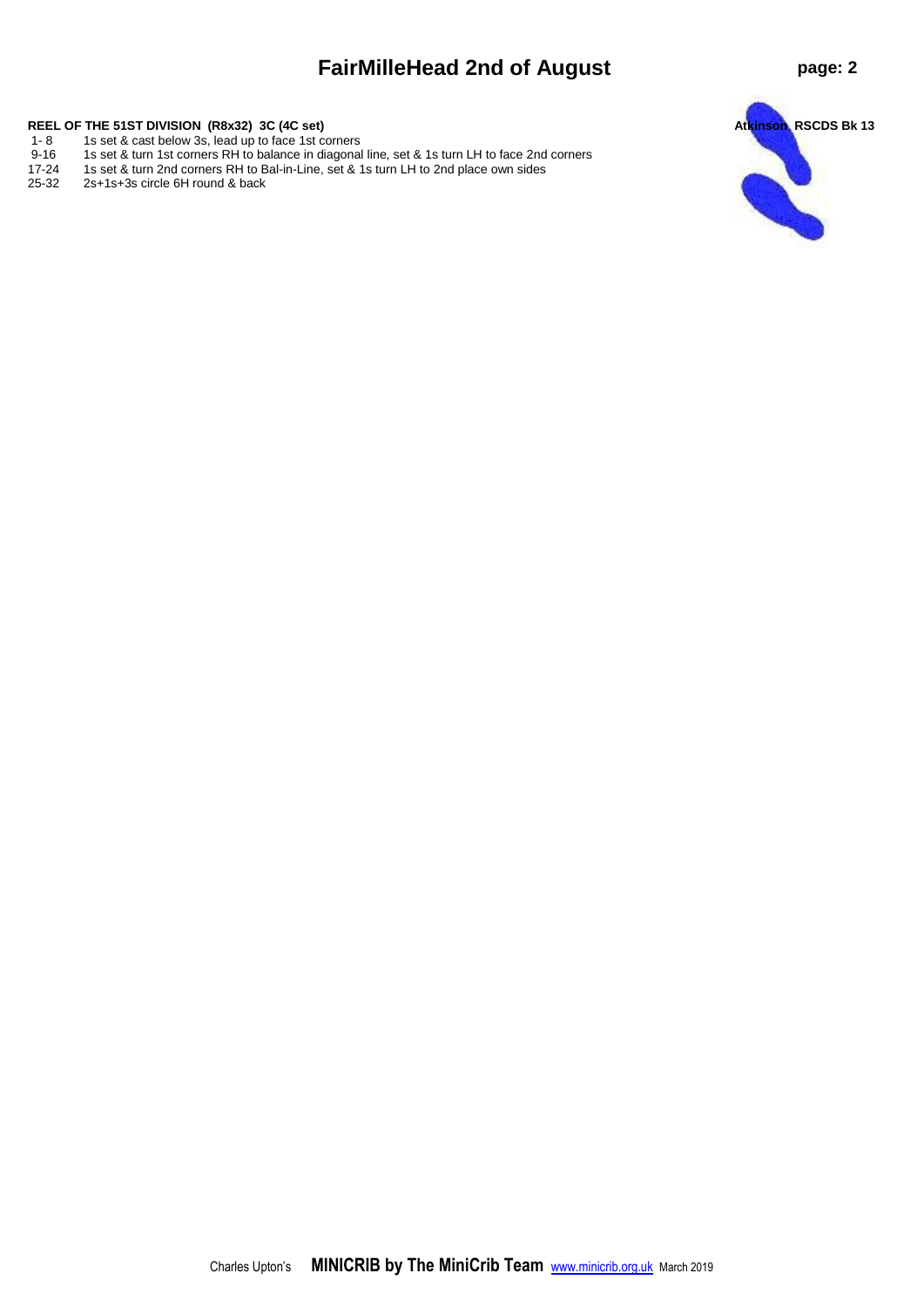**REEL OF THE 51ST DIVISION (R8x32) 3C (4C set)** **Atkinson RSCDS Bk 13**

| | |
|---|---|
| 1- 8 | 1s set & cast below 3s, lead up to face 1st corners |
| 9-16 | 1s set & turn 1st corners RH to balance in diagonal line, set & 1s turn LH to face 2nd corners |
| 17-24 | 1s set & turn 2nd corners RH to Bal-in-Line, set & 1s turn LH to 2nd place own sides |
| 25-32 | 2s+1s+3s circle 6H round & back |